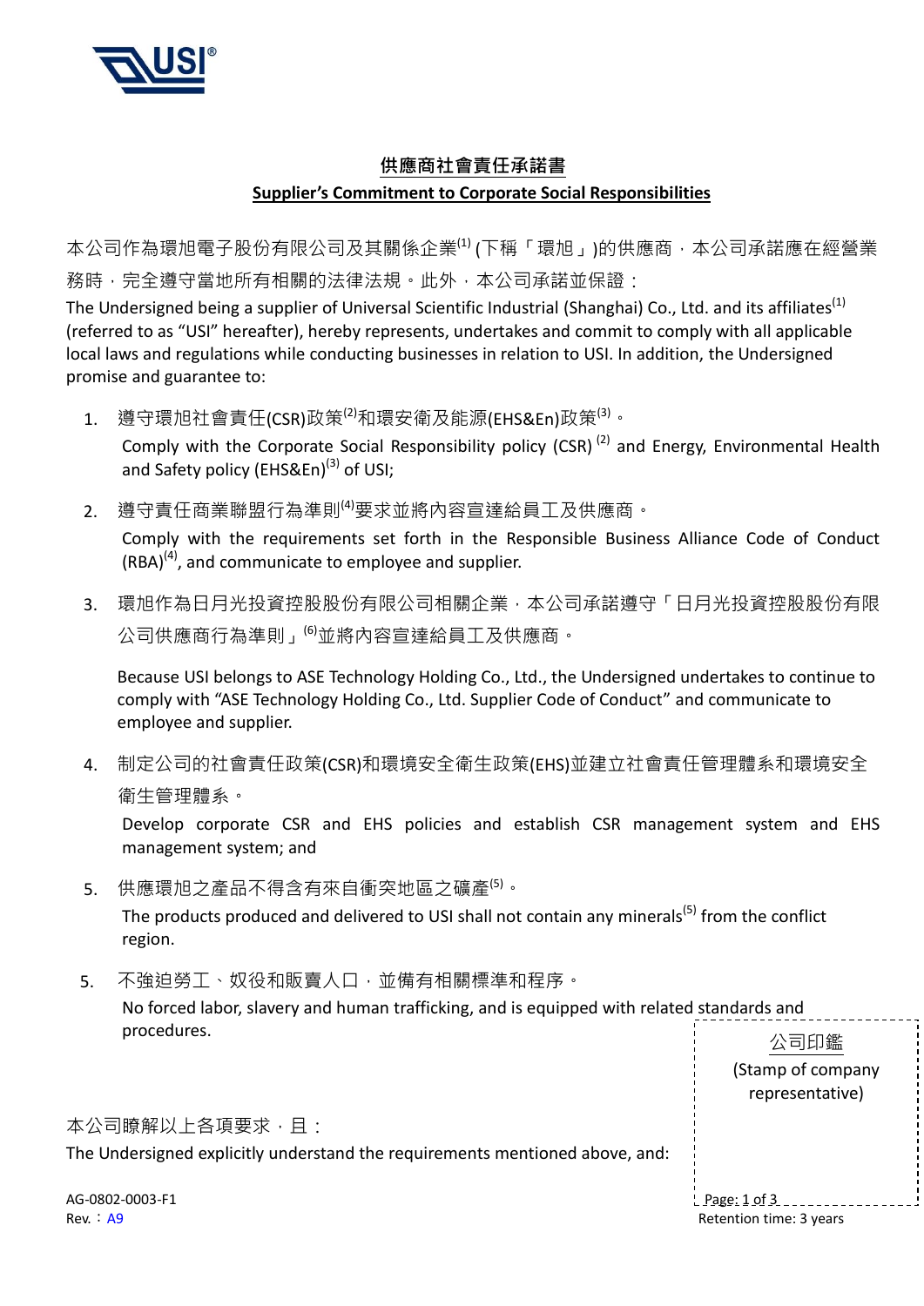## 供應商社會責任承諾書

## Supplier's Commitment to Corporate Social Responsibilities

本公司作為環旭電子股份有限公司及其關係企業[1] (下稱「環旭」)的供應商，本公司承諾應在經營業務時，完全遵守當地所有相關的法律法規。此外，本公司承諾並保證：

The Undersigned being a supplier of Universal Scientific Industrial (Shanghai) Co., Ltd. and its affiliates[1] (referred to as "USI" hereafter), hereby represents, undertakes and commit to comply with all applicable local laws and regulations while conducting businesses in relation to USI. In addition, the Undersigned promise and guarantee to:

1. 遵守環旭社會責任(CSR)政策[2]和環安衛及能源(EHS&En)政策[3]。

   Comply with the Corporate Social Responsibility policy (CSR) [2] and Energy, Environmental Health and Safety policy (EHS&En)[3] of USI;

2. 遵守責任商業聯盟行為準則[4]要求並將內容宣達給員工及供應商。

   Comply with the requirements set forth in the Responsible Business Alliance Code of Conduct (RBA)[4], and communicate to employee and supplier.

3. 環旭作為日月光投資控股股份有限公司相關企業，本公司承諾遵守「日月光投資控股股份有限公司供應商行為準則」[6]並將內容宣達給員工及供應商。

   Because USI belongs to ASE Technology Holding Co., Ltd., the Undersigned undertakes to continue to comply with "ASE Technology Holding Co., Ltd. Supplier Code of Conduct" and communicate to employee and supplier.

4. 制定公司的社會責任政策(CSR)和環境安全衛生政策(EHS)並建立社會責任管理體系和環境安全衛生管理體系。

   Develop corporate CSR and EHS policies and establish CSR management system and EHS management system; and

5. 供應環旭之產品不得含有來自衝突地區之礦產[5]。

   The products produced and delivered to USI shall not contain any minerals[5] from the conflict region.

5. 不強迫勞工、奴役和販賣人口，並備有相關標準和程序。

   No forced labor, slavery and human trafficking, and is equipped with related standards and procedures.

本公司瞭解以上各項要求，且：

The Undersigned explicitly understand the requirements mentioned above, and:

公司印鑑
(Stamp of company representative)

AG-0802-0003-F1
Rev.：A9
Retention time: 3 years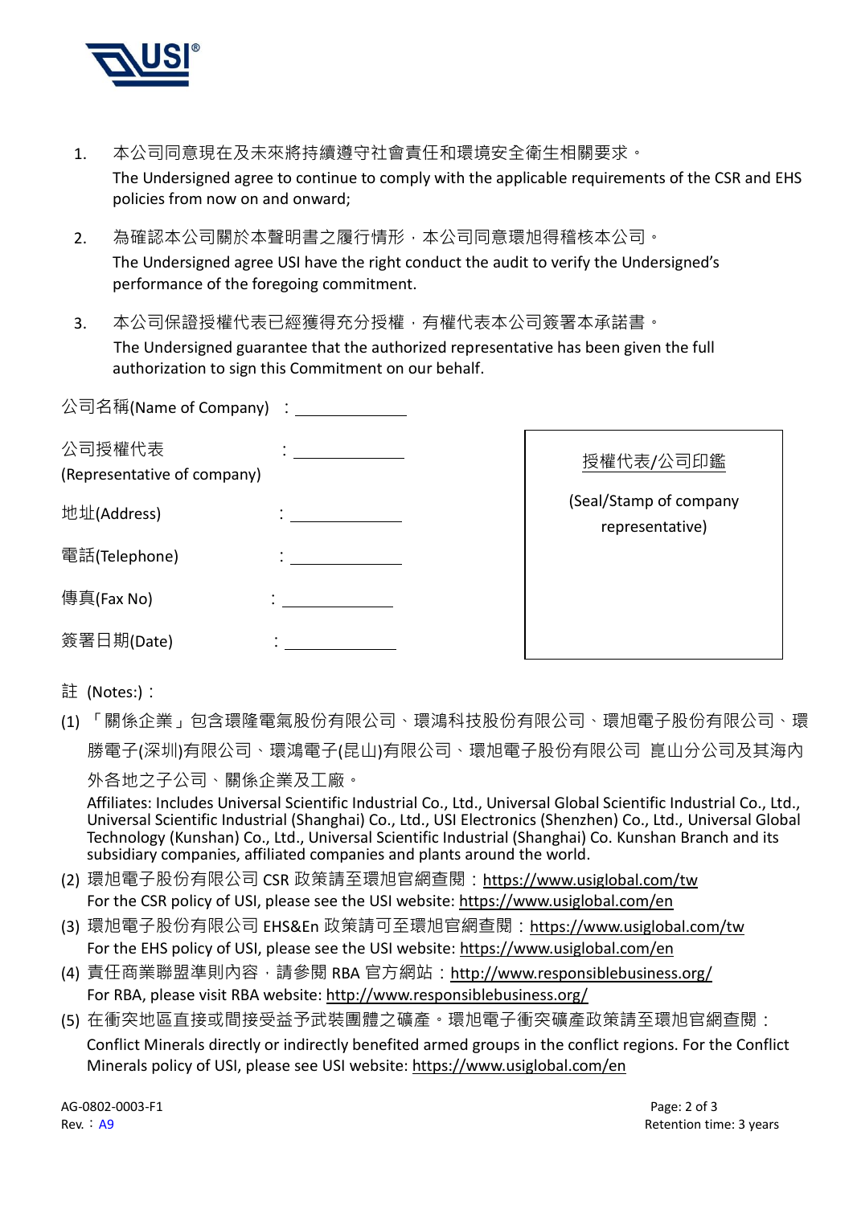1. 本公司同意現在及未來將持續遵守社會責任和環境安全衛生相關要求。
   The Undersigned agree to continue to comply with the applicable requirements of the CSR and EHS policies from now on and onward;

2. 為確認本公司關於本聲明書之履行情形，本公司同意環旭得稽核本公司。
   The Undersigned agree USI have the right conduct the audit to verify the Undersigned's performance of the foregoing commitment.

3. 本公司保證授權代表已經獲得充分授權，有權代表本公司簽署本承諾書。
   The Undersigned guarantee that the authorized representative has been given the full authorization to sign this Commitment on our behalf.

公司名稱(Name of Company) ： ____________

公司授權代表 (Representative of company) ： ____________

地址(Address) ： ____________

電話(Telephone) ： ____________

傳真(Fax No) ： ____________

簽署日期(Date) ： ____________

| 授權代表/公司印鑑 (Seal/Stamp of company representative) |
|---|
| |

註 (Notes:)：

(1) 「關係企業」包含環隆電氣股份有限公司、環鴻科技股份有限公司、環旭電子股份有限公司、環勝電子(深圳)有限公司、環鴻電子(昆山)有限公司、環旭電子股份有限公司 崑山分公司及其海內外各地之子公司、關係企業及工廠。
Affiliates: Includes Universal Scientific Industrial Co., Ltd., Universal Global Scientific Industrial Co., Ltd., Universal Scientific Industrial (Shanghai) Co., Ltd., USI Electronics (Shenzhen) Co., Ltd., Universal Global Technology (Kunshan) Co., Ltd., Universal Scientific Industrial (Shanghai) Co. Kunshan Branch and its subsidiary companies, affiliated companies and plants around the world.

(2) 環旭電子股份有限公司 CSR 政策請至環旭官網查閱：https://www.usiglobal.com/tw
For the CSR policy of USI, please see the USI website: https://www.usiglobal.com/en

(3) 環旭電子股份有限公司 EHS&En 政策請可至環旭官網查閱：https://www.usiglobal.com/tw
For the EHS policy of USI, please see the USI website: https://www.usiglobal.com/en

(4) 責任商業聯盟準則內容，請參閱 RBA 官方網站：http://www.responsiblebusiness.org/
For RBA, please visit RBA website: http://www.responsiblebusiness.org/

(5) 在衝突地區直接或間接受益予武裝團體之礦產。環旭電子衝突礦產政策請至環旭官網查閱：
Conflict Minerals directly or indirectly benefited armed groups in the conflict regions. For the Conflict Minerals policy of USI, please see USI website: https://www.usiglobal.com/en

AG-0802-0003-F1
Rev.：A9

Retention time: 3 years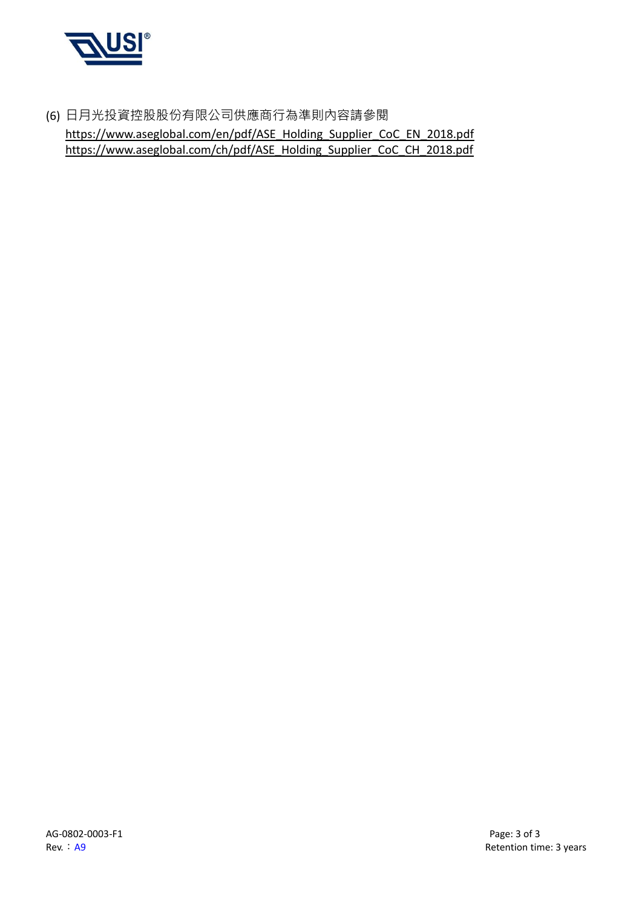(6) 日月光投資控股股份有限公司供應商行為準則內容請參閱
https://www.aseglobal.com/en/pdf/ASE_Holding_Supplier_CoC_EN_2018.pdf
https://www.aseglobal.com/ch/pdf/ASE_Holding_Supplier_CoC_CH_2018.pdf

AG-0802-0003-F1
Rev.：A9

Retention time: 3 years